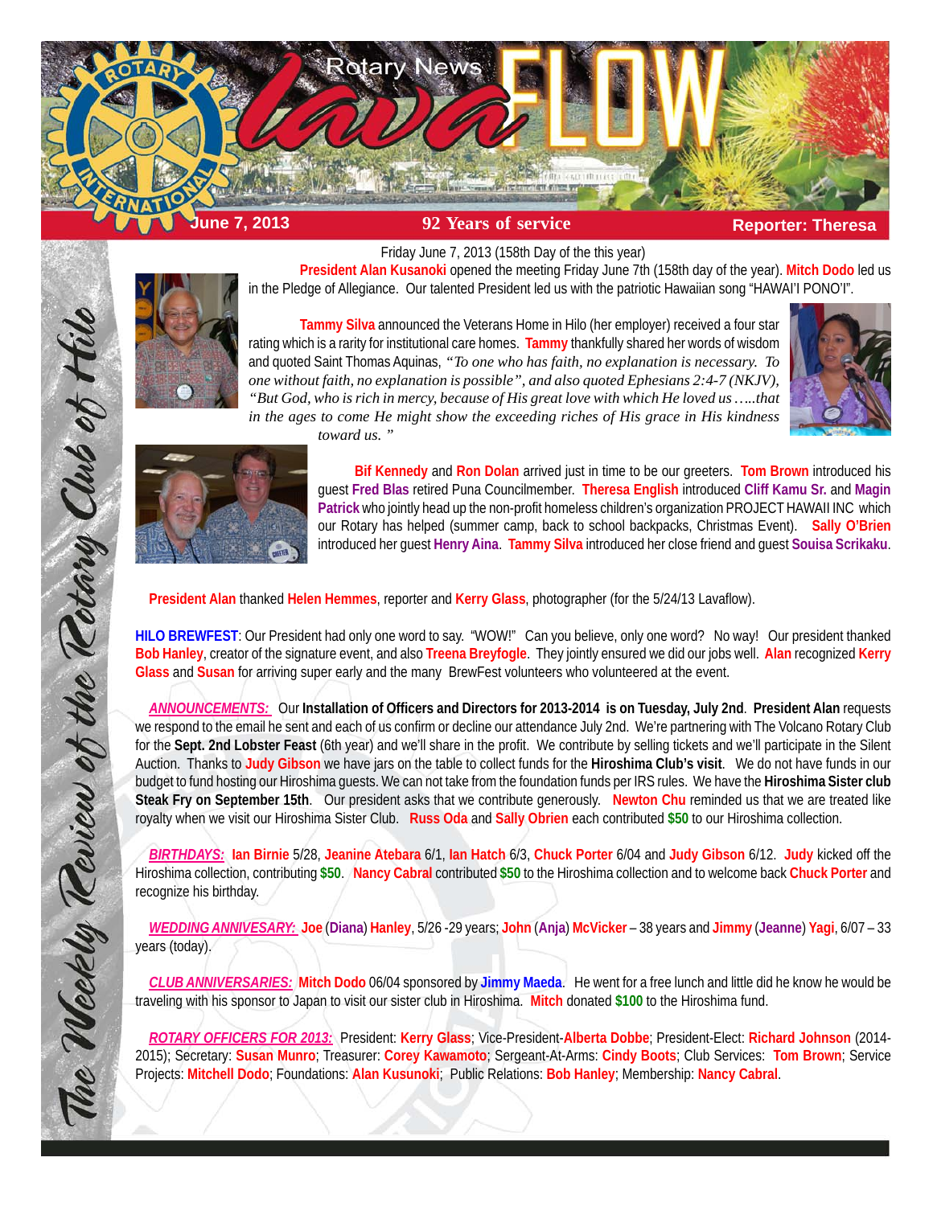# Rotary News lava FLOW

**June 7, 2013** | **92 Years of service** | **Reporter: Theresa**

*The Weekly Review of the Rotary Club of Hilo*

Friday June 7, 2013 (158th Day of the this year)

**President Alan Kusanoki** opened the meeting Friday June 7th (158th day of the year). **Mitch Dodo** led us in the Pledge of Allegiance. Our talented President led us with the patriotic Hawaiian song "HAWAI'I PONO'I".

**Tammy Silva** announced the Veterans Home in Hilo (her employer) received a four star rating which is a rarity for institutional care homes. **Tammy** thankfully shared her words of wisdom and quoted Saint Thomas Aquinas, *"To one who has faith, no explanation is necessary. To one without faith, no explanation is possible", and also quoted Ephesians 2:4-7 (NKJV), "But God, who is rich in mercy, because of His great love with which He loved us …..that in the ages to come He might show the exceeding riches of His grace in His kindness toward us. "*

**Bif Kennedy** and **Ron Dolan** arrived just in time to be our greeters. **Tom Brown** introduced his guest **Fred Blas** retired Puna Councilmember. **Theresa English** introduced **Cliff Kamu Sr.** and **Magin Patrick** who jointly head up the non-profit homeless children's organization PROJECT HAWAII INC which our Rotary has helped (summer camp, back to school backpacks, Christmas Event). **Sally O'Brien** introduced her guest **Henry Aina**. **Tammy Silva** introduced her close friend and guest **Souisa Scrikaku**.

**President Alan** thanked **Helen Hemmes**, reporter and **Kerry Glass**, photographer (for the 5/24/13 Lavaflow).

**HILO BREWFEST**: Our President had only one word to say. "WOW!" Can you believe, only one word? No way! Our president thanked **Bob Hanley**, creator of the signature event, and also **Treena Breyfogle**. They jointly ensured we did our jobs well. **Alan** recognized **Kerry Glass** and **Susan** for arriving super early and the many BrewFest volunteers who volunteered at the event.

***ANNOUNCEMENTS:*** Our **Installation of Officers and Directors for 2013-2014 is on Tuesday, July 2nd**. **President Alan** requests we respond to the email he sent and each of us confirm or decline our attendance July 2nd. We're partnering with The Volcano Rotary Club for the **Sept. 2nd Lobster Feast** (6th year) and we'll share in the profit. We contribute by selling tickets and we'll participate in the Silent Auction. Thanks to **Judy Gibson** we have jars on the table to collect funds for the **Hiroshima Club's visit**. We do not have funds in our budget to fund hosting our Hiroshima guests. We can not take from the foundation funds per IRS rules. We have the **Hiroshima Sister club Steak Fry on September 15th**. Our president asks that we contribute generously. **Newton Chu** reminded us that we are treated like royalty when we visit our Hiroshima Sister Club. **Russ Oda** and **Sally Obrien** each contributed **$50** to our Hiroshima collection.

***BIRTHDAYS:*** **Ian Birnie** 5/28, **Jeanine Atebara** 6/1, **Ian Hatch** 6/3, **Chuck Porter** 6/04 and **Judy Gibson** 6/12. **Judy** kicked off the Hiroshima collection, contributing **$50**. **Nancy Cabral** contributed **$50** to the Hiroshima collection and to welcome back **Chuck Porter** and recognize his birthday.

***WEDDING ANNIVESARY:*** **Joe** (**Diana**) **Hanley**, 5/26 -29 years; **John** (**Anja**) **McVicker** – 38 years and **Jimmy** (**Jeanne**) **Yagi**, 6/07 – 33 years (today).

***CLUB ANNIVERSARIES:*** **Mitch Dodo** 06/04 sponsored by **Jimmy Maeda**. He went for a free lunch and little did he know he would be traveling with his sponsor to Japan to visit our sister club in Hiroshima. **Mitch** donated **$100** to the Hiroshima fund.

***ROTARY OFFICERS FOR 2013:*** President: **Kerry Glass**; Vice-President-**Alberta Dobbe**; President-Elect: **Richard Johnson** (2014-2015); Secretary: **Susan Munro**; Treasurer: **Corey Kawamoto**; Sergeant-At-Arms: **Cindy Boots**; Club Services: **Tom Brown**; Service Projects: **Mitchell Dodo**; Foundations: **Alan Kusunoki**; Public Relations: **Bob Hanley**; Membership: **Nancy Cabral**.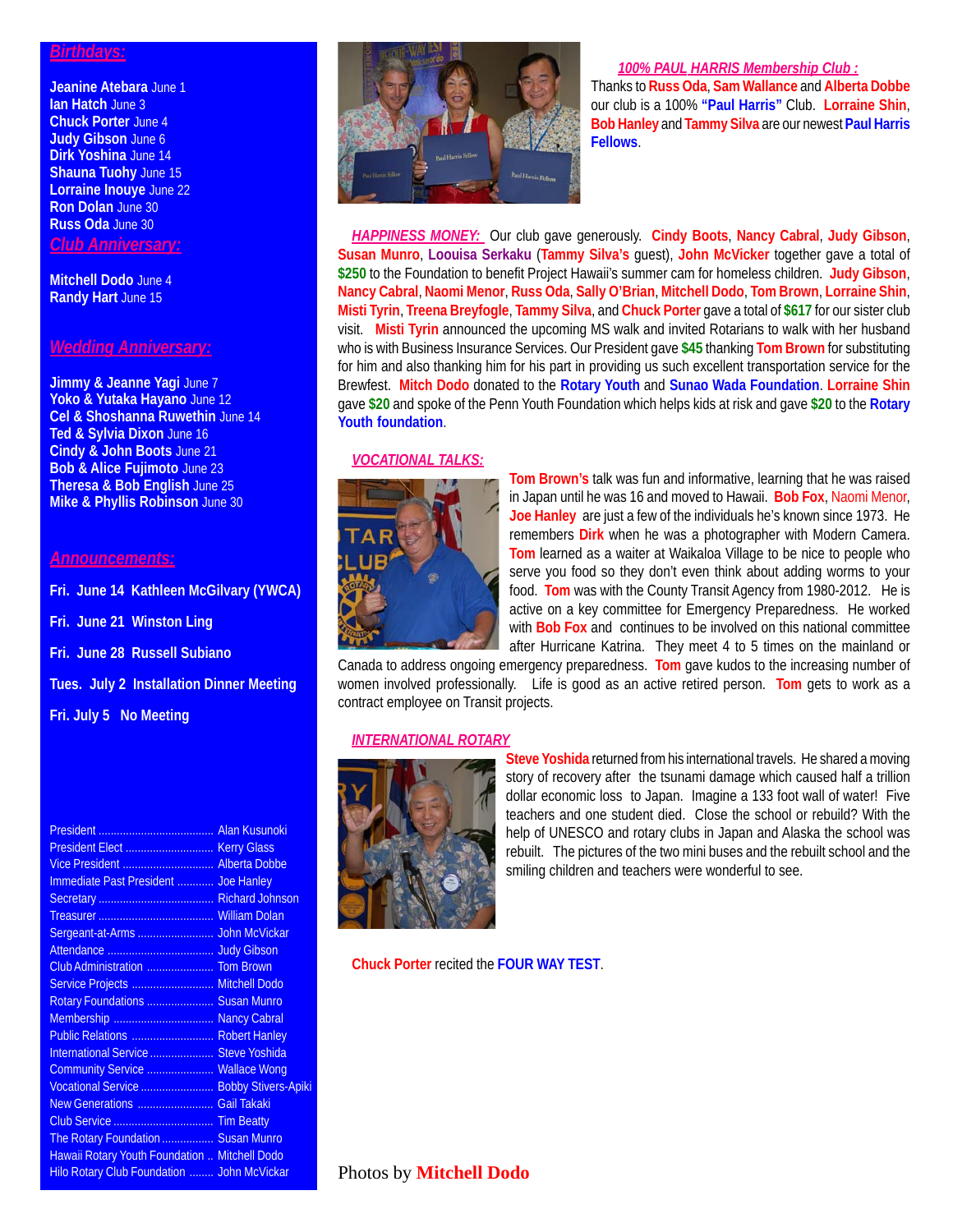## Birthdays:

**Jeanine Atebara** June 1
**Ian Hatch** June 3
**Chuck Porter** June 4
**Judy Gibson** June 6
**Dirk Yoshina** June 14
**Shauna Tuohy** June 15
**Lorraine Inouye** June 22
**Ron Dolan** June 30
**Russ Oda** June 30

## Club Anniversary:

**Mitchell Dodo** June 4
**Randy Hart** June 15

## Wedding Anniversary:

**Jimmy & Jeanne Yagi** June 7
**Yoko & Yutaka Hayano** June 12
**Cel & Shoshanna Ruwethin** June 14
**Ted & Sylvia Dixon** June 16
**Cindy & John Boots** June 21
**Bob & Alice Fujimoto** June 23
**Theresa & Bob English** June 25
**Mike & Phyllis Robinson** June 30

## Announcements:

**Fri. June 14 Kathleen McGilvary (YWCA)**

**Fri. June 21 Winston Ling**

**Fri. June 28 Russell Subiano**

**Tues. July 2 Installation Dinner Meeting**

**Fri. July 5 No Meeting**

| | |
|---|---|
| President | Alan Kusunoki |
| President Elect | Kerry Glass |
| Vice President | Alberta Dobbe |
| Immediate Past President | Joe Hanley |
| Secretary | Richard Johnson |
| Treasurer | William Dolan |
| Sergeant-at-Arms | John McVickar |
| Attendance | Judy Gibson |
| Club Administration | Tom Brown |
| Service Projects | Mitchell Dodo |
| Rotary Foundations | Susan Munro |
| Membership | Nancy Cabral |
| Public Relations | Robert Hanley |
| International Service | Steve Yoshida |
| Community Service | Wallace Wong |
| Vocational Service | Bobby Stivers-Apiki |
| New Generations | Gail Takaki |
| Club Service | Tim Beatty |
| The Rotary Foundation | Susan Munro |
| Hawaii Rotary Youth Foundation | Mitchell Dodo |
| Hilo Rotary Club Foundation | John McVickar |

## 100% PAUL HARRIS Membership Club :

Thanks to **Russ Oda**, **Sam Wallance** and **Alberta Dobbe** our club is a 100% **"Paul Harris"** Club. **Lorraine Shin**, **Bob Hanley** and **Tammy Silva** are our newest **Paul Harris Fellows**.

**HAPPINESS MONEY:** Our club gave generously. **Cindy Boots**, **Nancy Cabral**, **Judy Gibson**, **Susan Munro**, **Loouisa Serkaku** (**Tammy Silva's** guest), **John McVicker** together gave a total of **$250** to the Foundation to benefit Project Hawaii's summer cam for homeless children. **Judy Gibson**, **Nancy Cabral**, **Naomi Menor**, **Russ Oda**, **Sally O'Brian**, **Mitchell Dodo**, **Tom Brown**, **Lorraine Shin**, **Misti Tyrin**, **Treena Breyfogle**, **Tammy Silva**, and **Chuck Porter** gave a total of **$617** for our sister club visit. **Misti Tyrin** announced the upcoming MS walk and invited Rotarians to walk with her husband who is with Business Insurance Services. Our President gave **$45** thanking **Tom Brown** for substituting for him and also thanking him for his part in providing us such excellent transportation service for the Brewfest. **Mitch Dodo** donated to the **Rotary Youth** and **Sunao Wada Foundation**. **Lorraine Shin** gave **$20** and spoke of the Penn Youth Foundation which helps kids at risk and gave **$20** to the **Rotary Youth foundation**.

## VOCATIONAL TALKS:

**Tom Brown's** talk was fun and informative, learning that he was raised in Japan until he was 16 and moved to Hawaii. **Bob Fox**, Naomi Menor, **Joe Hanley** are just a few of the individuals he's known since 1973. He remembers **Dirk** when he was a photographer with Modern Camera. **Tom** learned as a waiter at Waikaloa Village to be nice to people who serve you food so they don't even think about adding worms to your food. **Tom** was with the County Transit Agency from 1980-2012. He is active on a key committee for Emergency Preparedness. He worked with **Bob Fox** and continues to be involved on this national committee after Hurricane Katrina. They meet 4 to 5 times on the mainland or Canada to address ongoing emergency preparedness. **Tom** gave kudos to the increasing number of women involved professionally. Life is good as an active retired person. **Tom** gets to work as a contract employee on Transit projects.

## INTERNATIONAL ROTARY

**Steve Yoshida** returned from his international travels. He shared a moving story of recovery after the tsunami damage which caused half a trillion dollar economic loss to Japan. Imagine a 133 foot wall of water! Five teachers and one student died. Close the school or rebuild? With the help of UNESCO and rotary clubs in Japan and Alaska the school was rebuilt. The pictures of the two mini buses and the rebuilt school and the smiling children and teachers were wonderful to see.

**Chuck Porter** recited the **FOUR WAY TEST**.

Photos by **Mitchell Dodo**